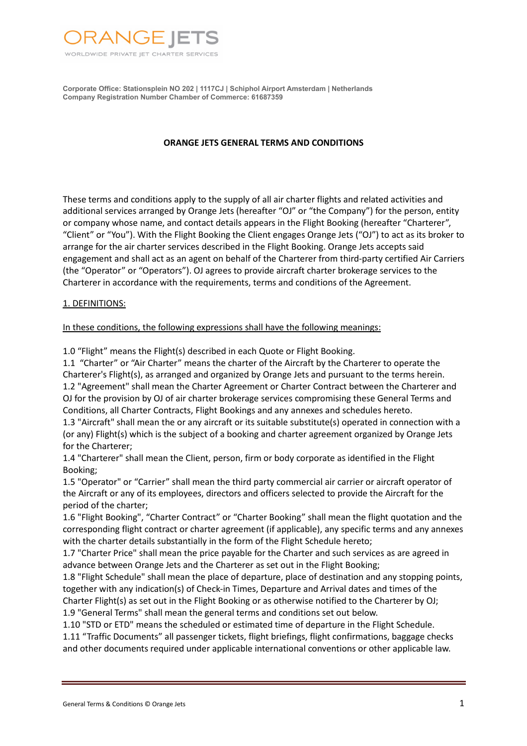ORANGE JETS

WORLDWIDE PRIVATE JET CHARTER SERVICES

**Corporate Office: Stationsplein NO 202 | 1117CJ | Schiphol Airport Amsterdam | Netherlands**
**Company Registration Number Chamber of Commerce: 61687359**

# ORANGE JETS GENERAL TERMS AND CONDITIONS

These terms and conditions apply to the supply of all air charter flights and related activities and additional services arranged by Orange Jets (hereafter "OJ" or "the Company") for the person, entity or company whose name, and contact details appears in the Flight Booking (hereafter "Charterer", "Client" or "You"). With the Flight Booking the Client engages Orange Jets ("OJ") to act as its broker to arrange for the air charter services described in the Flight Booking. Orange Jets accepts said engagement and shall act as an agent on behalf of the Charterer from third-party certified Air Carriers (the "Operator" or "Operators"). OJ agrees to provide aircraft charter brokerage services to the Charterer in accordance with the requirements, terms and conditions of the Agreement.

## 1. DEFINITIONS:

In these conditions, the following expressions shall have the following meanings:

1.0 "Flight" means the Flight(s) described in each Quote or Flight Booking.
1.1 "Charter" or "Air Charter" means the charter of the Aircraft by the Charterer to operate the Charterer's Flight(s), as arranged and organized by Orange Jets and pursuant to the terms herein.
1.2 "Agreement" shall mean the Charter Agreement or Charter Contract between the Charterer and OJ for the provision by OJ of air charter brokerage services compromising these General Terms and Conditions, all Charter Contracts, Flight Bookings and any annexes and schedules hereto.
1.3 "Aircraft" shall mean the or any aircraft or its suitable substitute(s) operated in connection with a (or any) Flight(s) which is the subject of a booking and charter agreement organized by Orange Jets for the Charterer;
1.4 "Charterer" shall mean the Client, person, firm or body corporate as identified in the Flight Booking;
1.5 "Operator" or "Carrier" shall mean the third party commercial air carrier or aircraft operator of the Aircraft or any of its employees, directors and officers selected to provide the Aircraft for the period of the charter;
1.6 "Flight Booking", "Charter Contract" or "Charter Booking" shall mean the flight quotation and the corresponding flight contract or charter agreement (if applicable), any specific terms and any annexes with the charter details substantially in the form of the Flight Schedule hereto;
1.7 "Charter Price" shall mean the price payable for the Charter and such services as are agreed in advance between Orange Jets and the Charterer as set out in the Flight Booking;
1.8 "Flight Schedule" shall mean the place of departure, place of destination and any stopping points, together with any indication(s) of Check-in Times, Departure and Arrival dates and times of the Charter Flight(s) as set out in the Flight Booking or as otherwise notified to the Charterer by OJ;
1.9 "General Terms" shall mean the general terms and conditions set out below.
1.10 "STD or ETD" means the scheduled or estimated time of departure in the Flight Schedule.
1.11 "Traffic Documents" all passenger tickets, flight briefings, flight confirmations, baggage checks and other documents required under applicable international conventions or other applicable law.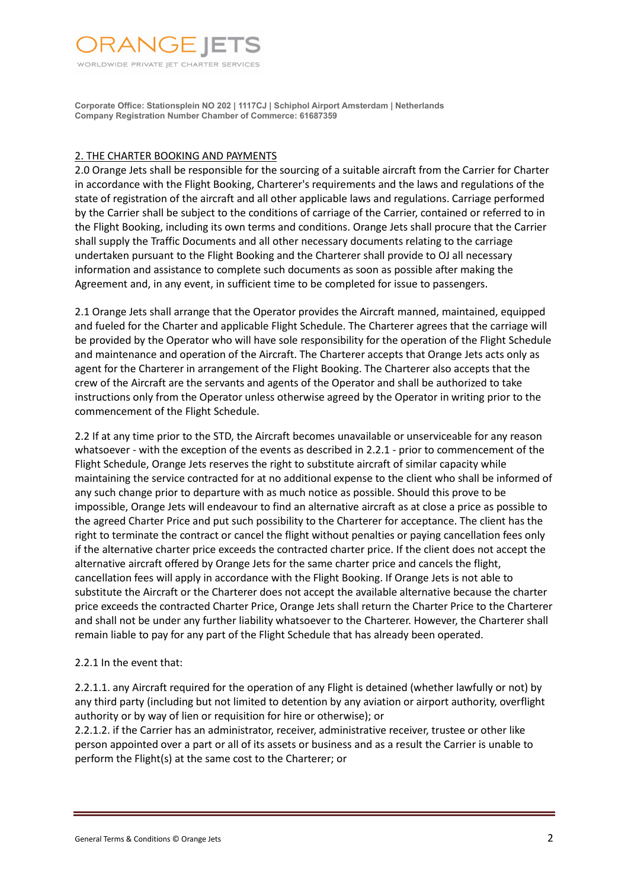## 2. THE CHARTER BOOKING AND PAYMENTS

2.0 Orange Jets shall be responsible for the sourcing of a suitable aircraft from the Carrier for Charter in accordance with the Flight Booking, Charterer's requirements and the laws and regulations of the state of registration of the aircraft and all other applicable laws and regulations. Carriage performed by the Carrier shall be subject to the conditions of carriage of the Carrier, contained or referred to in the Flight Booking, including its own terms and conditions. Orange Jets shall procure that the Carrier shall supply the Traffic Documents and all other necessary documents relating to the carriage undertaken pursuant to the Flight Booking and the Charterer shall provide to OJ all necessary information and assistance to complete such documents as soon as possible after making the Agreement and, in any event, in sufficient time to be completed for issue to passengers.

2.1 Orange Jets shall arrange that the Operator provides the Aircraft manned, maintained, equipped and fueled for the Charter and applicable Flight Schedule. The Charterer agrees that the carriage will be provided by the Operator who will have sole responsibility for the operation of the Flight Schedule and maintenance and operation of the Aircraft. The Charterer accepts that Orange Jets acts only as agent for the Charterer in arrangement of the Flight Booking. The Charterer also accepts that the crew of the Aircraft are the servants and agents of the Operator and shall be authorized to take instructions only from the Operator unless otherwise agreed by the Operator in writing prior to the commencement of the Flight Schedule.

2.2 If at any time prior to the STD, the Aircraft becomes unavailable or unserviceable for any reason whatsoever - with the exception of the events as described in 2.2.1 - prior to commencement of the Flight Schedule, Orange Jets reserves the right to substitute aircraft of similar capacity while maintaining the service contracted for at no additional expense to the client who shall be informed of any such change prior to departure with as much notice as possible. Should this prove to be impossible, Orange Jets will endeavour to find an alternative aircraft as at close a price as possible to the agreed Charter Price and put such possibility to the Charterer for acceptance. The client has the right to terminate the contract or cancel the flight without penalties or paying cancellation fees only if the alternative charter price exceeds the contracted charter price. If the client does not accept the alternative aircraft offered by Orange Jets for the same charter price and cancels the flight, cancellation fees will apply in accordance with the Flight Booking. If Orange Jets is not able to substitute the Aircraft or the Charterer does not accept the available alternative because the charter price exceeds the contracted Charter Price, Orange Jets shall return the Charter Price to the Charterer and shall not be under any further liability whatsoever to the Charterer. However, the Charterer shall remain liable to pay for any part of the Flight Schedule that has already been operated.

2.2.1 In the event that:

2.2.1.1. any Aircraft required for the operation of any Flight is detained (whether lawfully or not) by any third party (including but not limited to detention by any aviation or airport authority, overflight authority or by way of lien or requisition for hire or otherwise); or
2.2.1.2. if the Carrier has an administrator, receiver, administrative receiver, trustee or other like person appointed over a part or all of its assets or business and as a result the Carrier is unable to perform the Flight(s) at the same cost to the Charterer; or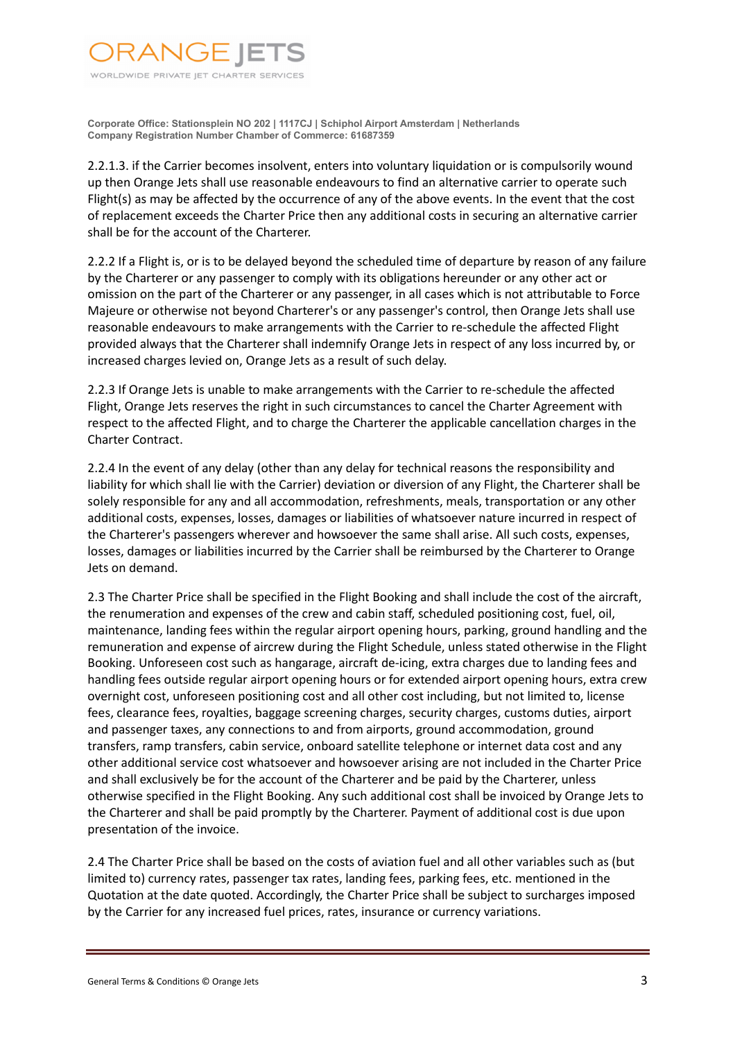2.2.1.3. if the Carrier becomes insolvent, enters into voluntary liquidation or is compulsorily wound up then Orange Jets shall use reasonable endeavours to find an alternative carrier to operate such Flight(s) as may be affected by the occurrence of any of the above events. In the event that the cost of replacement exceeds the Charter Price then any additional costs in securing an alternative carrier shall be for the account of the Charterer.

2.2.2 If a Flight is, or is to be delayed beyond the scheduled time of departure by reason of any failure by the Charterer or any passenger to comply with its obligations hereunder or any other act or omission on the part of the Charterer or any passenger, in all cases which is not attributable to Force Majeure or otherwise not beyond Charterer's or any passenger's control, then Orange Jets shall use reasonable endeavours to make arrangements with the Carrier to re-schedule the affected Flight provided always that the Charterer shall indemnify Orange Jets in respect of any loss incurred by, or increased charges levied on, Orange Jets as a result of such delay.

2.2.3 If Orange Jets is unable to make arrangements with the Carrier to re-schedule the affected Flight, Orange Jets reserves the right in such circumstances to cancel the Charter Agreement with respect to the affected Flight, and to charge the Charterer the applicable cancellation charges in the Charter Contract.

2.2.4 In the event of any delay (other than any delay for technical reasons the responsibility and liability for which shall lie with the Carrier) deviation or diversion of any Flight, the Charterer shall be solely responsible for any and all accommodation, refreshments, meals, transportation or any other additional costs, expenses, losses, damages or liabilities of whatsoever nature incurred in respect of the Charterer's passengers wherever and howsoever the same shall arise. All such costs, expenses, losses, damages or liabilities incurred by the Carrier shall be reimbursed by the Charterer to Orange Jets on demand.

2.3 The Charter Price shall be specified in the Flight Booking and shall include the cost of the aircraft, the renumeration and expenses of the crew and cabin staff, scheduled positioning cost, fuel, oil, maintenance, landing fees within the regular airport opening hours, parking, ground handling and the remuneration and expense of aircrew during the Flight Schedule, unless stated otherwise in the Flight Booking. Unforeseen cost such as hangarage, aircraft de-icing, extra charges due to landing fees and handling fees outside regular airport opening hours or for extended airport opening hours, extra crew overnight cost, unforeseen positioning cost and all other cost including, but not limited to, license fees, clearance fees, royalties, baggage screening charges, security charges, customs duties, airport and passenger taxes, any connections to and from airports, ground accommodation, ground transfers, ramp transfers, cabin service, onboard satellite telephone or internet data cost and any other additional service cost whatsoever and howsoever arising are not included in the Charter Price and shall exclusively be for the account of the Charterer and be paid by the Charterer, unless otherwise specified in the Flight Booking. Any such additional cost shall be invoiced by Orange Jets to the Charterer and shall be paid promptly by the Charterer. Payment of additional cost is due upon presentation of the invoice.

2.4 The Charter Price shall be based on the costs of aviation fuel and all other variables such as (but limited to) currency rates, passenger tax rates, landing fees, parking fees, etc. mentioned in the Quotation at the date quoted. Accordingly, the Charter Price shall be subject to surcharges imposed by the Carrier for any increased fuel prices, rates, insurance or currency variations.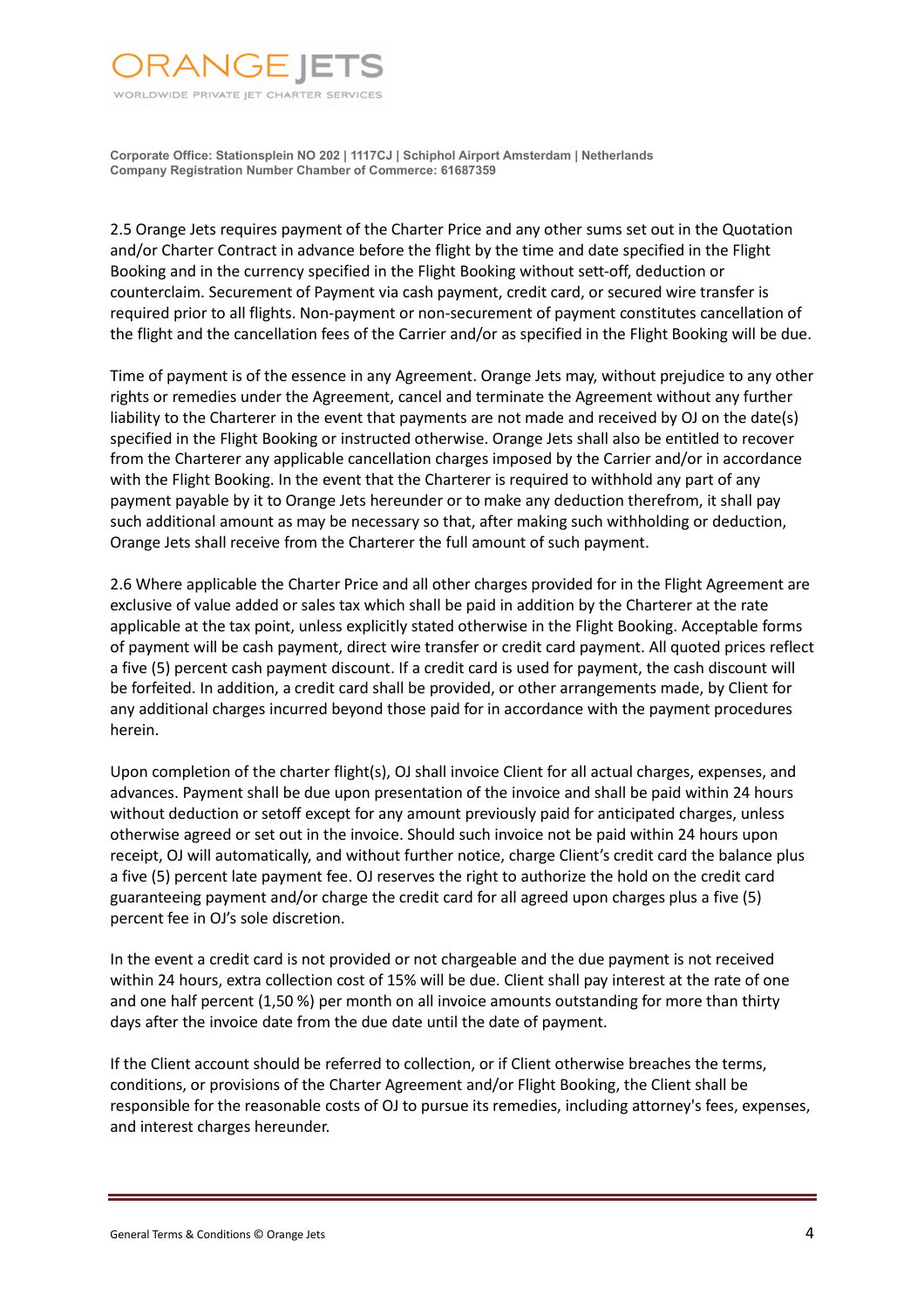2.5 Orange Jets requires payment of the Charter Price and any other sums set out in the Quotation and/or Charter Contract in advance before the flight by the time and date specified in the Flight Booking and in the currency specified in the Flight Booking without sett-off, deduction or counterclaim. Securement of Payment via cash payment, credit card, or secured wire transfer is required prior to all flights. Non-payment or non-securement of payment constitutes cancellation of the flight and the cancellation fees of the Carrier and/or as specified in the Flight Booking will be due.

Time of payment is of the essence in any Agreement. Orange Jets may, without prejudice to any other rights or remedies under the Agreement, cancel and terminate the Agreement without any further liability to the Charterer in the event that payments are not made and received by OJ on the date(s) specified in the Flight Booking or instructed otherwise. Orange Jets shall also be entitled to recover from the Charterer any applicable cancellation charges imposed by the Carrier and/or in accordance with the Flight Booking. In the event that the Charterer is required to withhold any part of any payment payable by it to Orange Jets hereunder or to make any deduction therefrom, it shall pay such additional amount as may be necessary so that, after making such withholding or deduction, Orange Jets shall receive from the Charterer the full amount of such payment.

2.6 Where applicable the Charter Price and all other charges provided for in the Flight Agreement are exclusive of value added or sales tax which shall be paid in addition by the Charterer at the rate applicable at the tax point, unless explicitly stated otherwise in the Flight Booking. Acceptable forms of payment will be cash payment, direct wire transfer or credit card payment. All quoted prices reflect a five (5) percent cash payment discount. If a credit card is used for payment, the cash discount will be forfeited. In addition, a credit card shall be provided, or other arrangements made, by Client for any additional charges incurred beyond those paid for in accordance with the payment procedures herein.

Upon completion of the charter flight(s), OJ shall invoice Client for all actual charges, expenses, and advances. Payment shall be due upon presentation of the invoice and shall be paid within 24 hours without deduction or setoff except for any amount previously paid for anticipated charges, unless otherwise agreed or set out in the invoice. Should such invoice not be paid within 24 hours upon receipt, OJ will automatically, and without further notice, charge Client's credit card the balance plus a five (5) percent late payment fee. OJ reserves the right to authorize the hold on the credit card guaranteeing payment and/or charge the credit card for all agreed upon charges plus a five (5) percent fee in OJ's sole discretion.

In the event a credit card is not provided or not chargeable and the due payment is not received within 24 hours, extra collection cost of 15% will be due. Client shall pay interest at the rate of one and one half percent (1,50 %) per month on all invoice amounts outstanding for more than thirty days after the invoice date from the due date until the date of payment.

If the Client account should be referred to collection, or if Client otherwise breaches the terms, conditions, or provisions of the Charter Agreement and/or Flight Booking, the Client shall be responsible for the reasonable costs of OJ to pursue its remedies, including attorney's fees, expenses, and interest charges hereunder.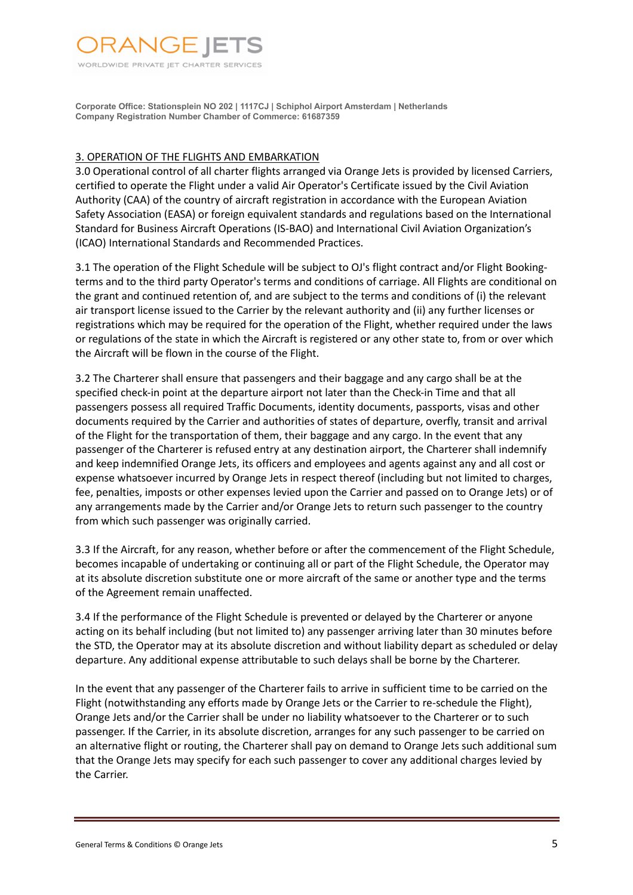## 3. OPERATION OF THE FLIGHTS AND EMBARKATION

3.0 Operational control of all charter flights arranged via Orange Jets is provided by licensed Carriers, certified to operate the Flight under a valid Air Operator's Certificate issued by the Civil Aviation Authority (CAA) of the country of aircraft registration in accordance with the European Aviation Safety Association (EASA) or foreign equivalent standards and regulations based on the International Standard for Business Aircraft Operations (IS-BAO) and International Civil Aviation Organization's (ICAO) International Standards and Recommended Practices.

3.1 The operation of the Flight Schedule will be subject to OJ's flight contract and/or Flight Booking-terms and to the third party Operator's terms and conditions of carriage. All Flights are conditional on the grant and continued retention of, and are subject to the terms and conditions of (i) the relevant air transport license issued to the Carrier by the relevant authority and (ii) any further licenses or registrations which may be required for the operation of the Flight, whether required under the laws or regulations of the state in which the Aircraft is registered or any other state to, from or over which the Aircraft will be flown in the course of the Flight.

3.2 The Charterer shall ensure that passengers and their baggage and any cargo shall be at the specified check-in point at the departure airport not later than the Check-in Time and that all passengers possess all required Traffic Documents, identity documents, passports, visas and other documents required by the Carrier and authorities of states of departure, overfly, transit and arrival of the Flight for the transportation of them, their baggage and any cargo. In the event that any passenger of the Charterer is refused entry at any destination airport, the Charterer shall indemnify and keep indemnified Orange Jets, its officers and employees and agents against any and all cost or expense whatsoever incurred by Orange Jets in respect thereof (including but not limited to charges, fee, penalties, imposts or other expenses levied upon the Carrier and passed on to Orange Jets) or of any arrangements made by the Carrier and/or Orange Jets to return such passenger to the country from which such passenger was originally carried.

3.3 If the Aircraft, for any reason, whether before or after the commencement of the Flight Schedule, becomes incapable of undertaking or continuing all or part of the Flight Schedule, the Operator may at its absolute discretion substitute one or more aircraft of the same or another type and the terms of the Agreement remain unaffected.

3.4 If the performance of the Flight Schedule is prevented or delayed by the Charterer or anyone acting on its behalf including (but not limited to) any passenger arriving later than 30 minutes before the STD, the Operator may at its absolute discretion and without liability depart as scheduled or delay departure. Any additional expense attributable to such delays shall be borne by the Charterer.

In the event that any passenger of the Charterer fails to arrive in sufficient time to be carried on the Flight (notwithstanding any efforts made by Orange Jets or the Carrier to re-schedule the Flight), Orange Jets and/or the Carrier shall be under no liability whatsoever to the Charterer or to such passenger. If the Carrier, in its absolute discretion, arranges for any such passenger to be carried on an alternative flight or routing, the Charterer shall pay on demand to Orange Jets such additional sum that the Orange Jets may specify for each such passenger to cover any additional charges levied by the Carrier.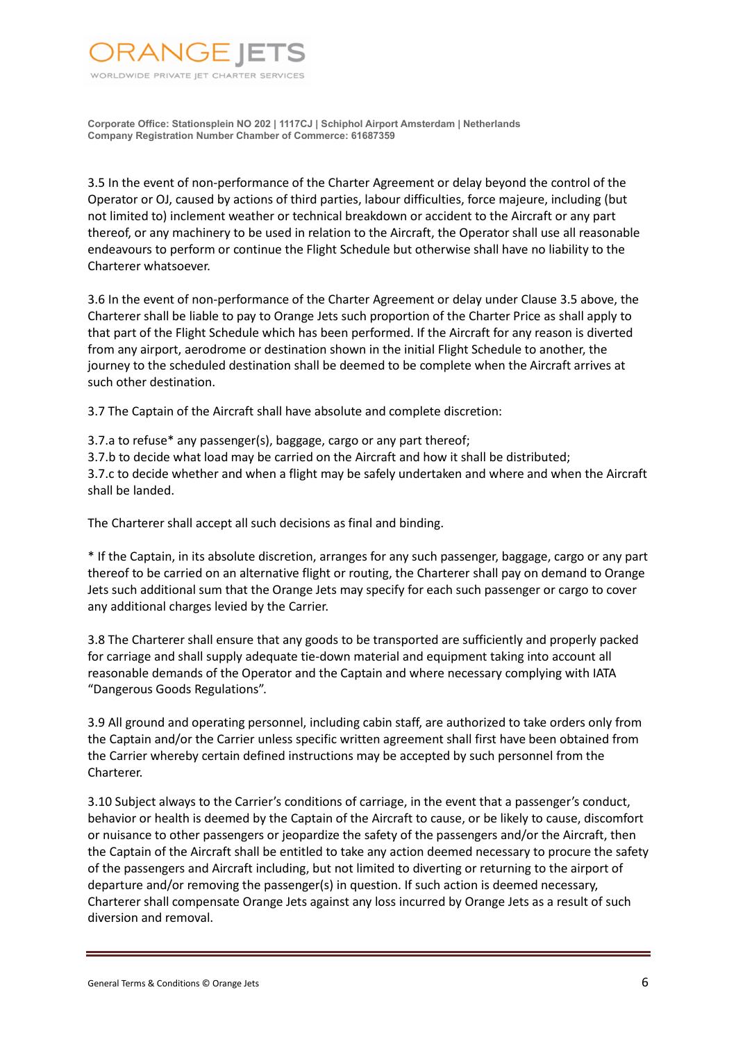3.5 In the event of non-performance of the Charter Agreement or delay beyond the control of the Operator or OJ, caused by actions of third parties, labour difficulties, force majeure, including (but not limited to) inclement weather or technical breakdown or accident to the Aircraft or any part thereof, or any machinery to be used in relation to the Aircraft, the Operator shall use all reasonable endeavours to perform or continue the Flight Schedule but otherwise shall have no liability to the Charterer whatsoever.

3.6 In the event of non-performance of the Charter Agreement or delay under Clause 3.5 above, the Charterer shall be liable to pay to Orange Jets such proportion of the Charter Price as shall apply to that part of the Flight Schedule which has been performed. If the Aircraft for any reason is diverted from any airport, aerodrome or destination shown in the initial Flight Schedule to another, the journey to the scheduled destination shall be deemed to be complete when the Aircraft arrives at such other destination.

3.7 The Captain of the Aircraft shall have absolute and complete discretion:

3.7.a to refuse* any passenger(s), baggage, cargo or any part thereof;
3.7.b to decide what load may be carried on the Aircraft and how it shall be distributed;
3.7.c to decide whether and when a flight may be safely undertaken and where and when the Aircraft shall be landed.

The Charterer shall accept all such decisions as final and binding.

* If the Captain, in its absolute discretion, arranges for any such passenger, baggage, cargo or any part thereof to be carried on an alternative flight or routing, the Charterer shall pay on demand to Orange Jets such additional sum that the Orange Jets may specify for each such passenger or cargo to cover any additional charges levied by the Carrier.

3.8 The Charterer shall ensure that any goods to be transported are sufficiently and properly packed for carriage and shall supply adequate tie-down material and equipment taking into account all reasonable demands of the Operator and the Captain and where necessary complying with IATA "Dangerous Goods Regulations".

3.9 All ground and operating personnel, including cabin staff, are authorized to take orders only from the Captain and/or the Carrier unless specific written agreement shall first have been obtained from the Carrier whereby certain defined instructions may be accepted by such personnel from the Charterer.

3.10 Subject always to the Carrier's conditions of carriage, in the event that a passenger's conduct, behavior or health is deemed by the Captain of the Aircraft to cause, or be likely to cause, discomfort or nuisance to other passengers or jeopardize the safety of the passengers and/or the Aircraft, then the Captain of the Aircraft shall be entitled to take any action deemed necessary to procure the safety of the passengers and Aircraft including, but not limited to diverting or returning to the airport of departure and/or removing the passenger(s) in question. If such action is deemed necessary, Charterer shall compensate Orange Jets against any loss incurred by Orange Jets as a result of such diversion and removal.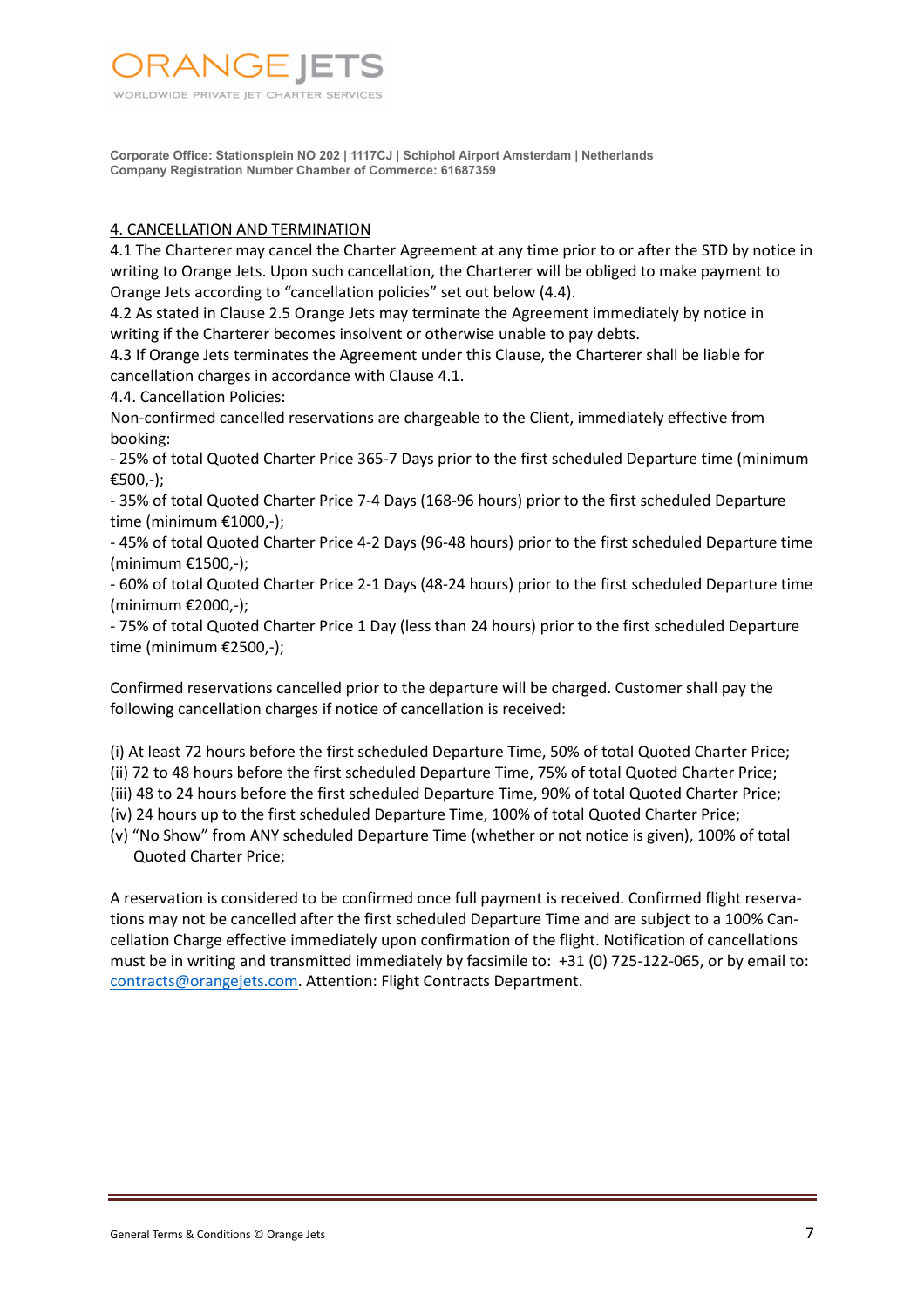ORANGE JETS

WORLDWIDE PRIVATE JET CHARTER SERVICES

**Corporate Office: Stationsplein NO 202 | 1117CJ | Schiphol Airport Amsterdam | Netherlands**
**Company Registration Number Chamber of Commerce: 61687359**

## 4. CANCELLATION AND TERMINATION

4.1 The Charterer may cancel the Charter Agreement at any time prior to or after the STD by notice in writing to Orange Jets. Upon such cancellation, the Charterer will be obliged to make payment to Orange Jets according to "cancellation policies" set out below (4.4).

4.2 As stated in Clause 2.5 Orange Jets may terminate the Agreement immediately by notice in writing if the Charterer becomes insolvent or otherwise unable to pay debts.

4.3 If Orange Jets terminates the Agreement under this Clause, the Charterer shall be liable for cancellation charges in accordance with Clause 4.1.

4.4. Cancellation Policies:

Non-confirmed cancelled reservations are chargeable to the Client, immediately effective from booking:

- 25% of total Quoted Charter Price 365-7 Days prior to the first scheduled Departure time (minimum €500,-);
- 35% of total Quoted Charter Price 7-4 Days (168-96 hours) prior to the first scheduled Departure time (minimum €1000,-);
- 45% of total Quoted Charter Price 4-2 Days (96-48 hours) prior to the first scheduled Departure time (minimum €1500,-);
- 60% of total Quoted Charter Price 2-1 Days (48-24 hours) prior to the first scheduled Departure time (minimum €2000,-);
- 75% of total Quoted Charter Price 1 Day (less than 24 hours) prior to the first scheduled Departure time (minimum €2500,-);

Confirmed reservations cancelled prior to the departure will be charged. Customer shall pay the following cancellation charges if notice of cancellation is received:

(i) At least 72 hours before the first scheduled Departure Time, 50% of total Quoted Charter Price;
(ii) 72 to 48 hours before the first scheduled Departure Time, 75% of total Quoted Charter Price;
(iii) 48 to 24 hours before the first scheduled Departure Time, 90% of total Quoted Charter Price;
(iv) 24 hours up to the first scheduled Departure Time, 100% of total Quoted Charter Price;
(v) "No Show" from ANY scheduled Departure Time (whether or not notice is given), 100% of total Quoted Charter Price;

A reservation is considered to be confirmed once full payment is received. Confirmed flight reservations may not be cancelled after the first scheduled Departure Time and are subject to a 100% Cancellation Charge effective immediately upon confirmation of the flight. Notification of cancellations must be in writing and transmitted immediately by facsimile to: +31 (0) 725-122-065, or by email to: contracts@orangejets.com. Attention: Flight Contracts Department.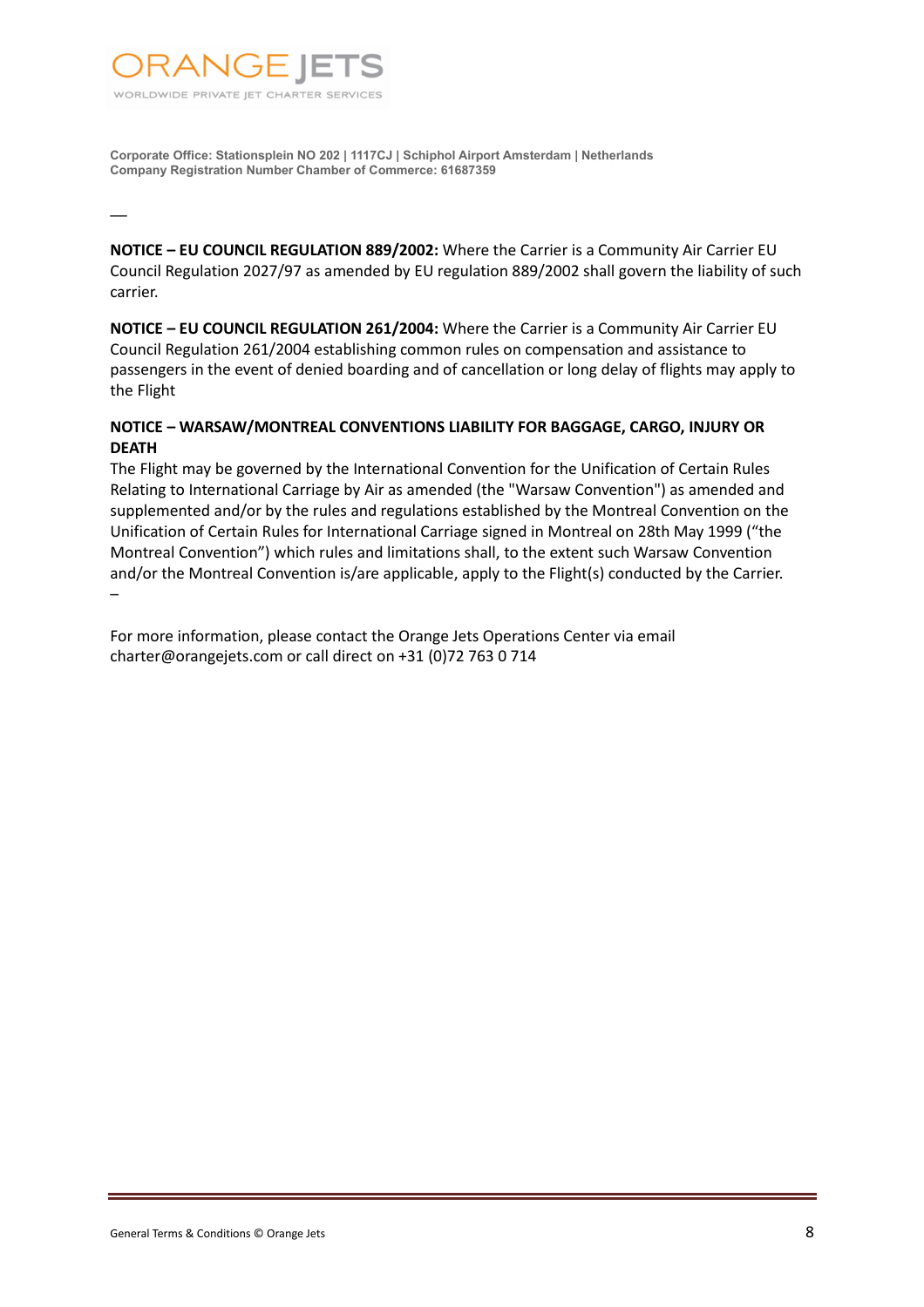ORANGE JETS

WORLDWIDE PRIVATE JET CHARTER SERVICES

**Corporate Office: Stationsplein NO 202 | 1117CJ | Schiphol Airport Amsterdam | Netherlands**
**Company Registration Number Chamber of Commerce: 61687359**

—

**NOTICE – EU COUNCIL REGULATION 889/2002:** Where the Carrier is a Community Air Carrier EU Council Regulation 2027/97 as amended by EU regulation 889/2002 shall govern the liability of such carrier.

**NOTICE – EU COUNCIL REGULATION 261/2004:** Where the Carrier is a Community Air Carrier EU Council Regulation 261/2004 establishing common rules on compensation and assistance to passengers in the event of denied boarding and of cancellation or long delay of flights may apply to the Flight

**NOTICE – WARSAW/MONTREAL CONVENTIONS LIABILITY FOR BAGGAGE, CARGO, INJURY OR DEATH**

The Flight may be governed by the International Convention for the Unification of Certain Rules Relating to International Carriage by Air as amended (the "Warsaw Convention") as amended and supplemented and/or by the rules and regulations established by the Montreal Convention on the Unification of Certain Rules for International Carriage signed in Montreal on 28th May 1999 ("the Montreal Convention") which rules and limitations shall, to the extent such Warsaw Convention and/or the Montreal Convention is/are applicable, apply to the Flight(s) conducted by the Carrier.

–

For more information, please contact the Orange Jets Operations Center via email charter@orangejets.com or call direct on +31 (0)72 763 0 714